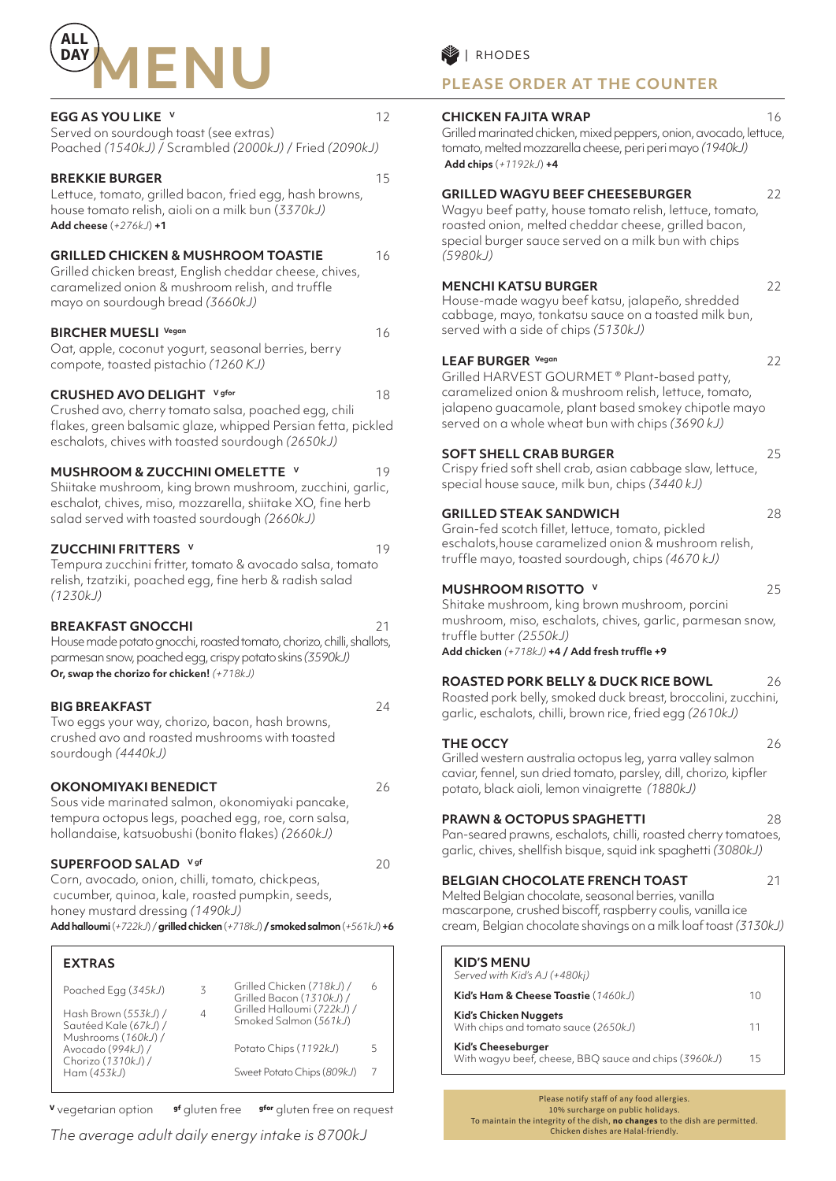# ALL DAY MENU

RHODES

## PLEASE ORDER AT THE COUNTER

### EGG AS YOU LIKE [V] — 12
Served on sourdough toast (see extras)
Poached *(1540kJ)* / Scrambled *(2000kJ)* / Fried *(2090kJ)*

### BREKKIE BURGER — 15
Lettuce, tomato, grilled bacon, fried egg, hash browns, house tomato relish, aioli on a milk bun *(3370kJ)*
**Add cheese** *(+276kJ)* **+1**

### GRILLED CHICKEN & MUSHROOM TOASTIE — 16
Grilled chicken breast, English cheddar cheese, chives, caramelized onion & mushroom relish, and truffle mayo on sourdough bread *(3660kJ)*

### BIRCHER MUESLI [Vegan] — 16
Oat, apple, coconut yogurt, seasonal berries, berry compote, toasted pistachio *(1260 KJ)*

### CRUSHED AVO DELIGHT [V gfor] — 18
Crushed avo, cherry tomato salsa, poached egg, chili flakes, green balsamic glaze, whipped Persian fetta, pickled eschalots, chives with toasted sourdough *(2650kJ)*

### MUSHROOM & ZUCCHINI OMELETTE [V] — 19
Shiitake mushroom, king brown mushroom, zucchini, garlic, eschalot, chives, miso, mozzarella, shiitake XO, fine herb salad served with toasted sourdough *(2660kJ)*

### ZUCCHINI FRITTERS [V] — 19
Tempura zucchini fritter, tomato & avocado salsa, tomato relish, tzatziki, poached egg, fine herb & radish salad *(1230kJ)*

### BREAKFAST GNOCCHI — 21
House made potato gnocchi, roasted tomato, chorizo, chilli, shallots, parmesan snow, poached egg, crispy potato skins *(3590kJ)*
**Or, swap the chorizo for chicken!** *(+718kJ)*

### BIG BREAKFAST — 24
Two eggs your way, chorizo, bacon, hash browns, crushed avo and roasted mushrooms with toasted sourdough *(4440kJ)*

### OKONOMIYAKI BENEDICT — 26
Sous vide marinated salmon, okonomiyaki pancake, tempura octopus legs, poached egg, roe, corn salsa, hollandaise, katsuobushi (bonito flakes) *(2660kJ)*

### SUPERFOOD SALAD [V gf] — 20
Corn, avocado, onion, chilli, tomato, chickpeas, cucumber, quinoa, kale, roasted pumpkin, seeds, honey mustard dressing *(1490kJ)*
**Add halloumi** *(+722kJ)* / **grilled chicken** *(+718kJ)* **/ smoked salmon** *(+561kJ)* **+6**

### EXTRAS

| Item | Price | Item | Price |
|---|---|---|---|
| Poached Egg *(345kJ)* | 3 | Grilled Chicken *(718kJ)* / Grilled Bacon *(1310kJ)* / Grilled Halloumi *(722kJ)* / Smoked Salmon *(561kJ)* | 6 |
| Hash Brown *(553kJ)* / Sautéed Kale *(67kJ)* / Mushrooms *(160kJ)* / Avocado *(994kJ)* / Chorizo *(1310kJ)* / Ham *(453kJ)* | 4 | Potato Chips *(1192kJ)* | 5 |
| | | Sweet Potato Chips *(809kJ)* | 7 |

**V** vegetarian option **gf** gluten free **gfor** gluten free on request

*The average adult daily energy intake is 8700kJ*

### CHICKEN FAJITA WRAP — 16
Grilled marinated chicken, mixed peppers, onion, avocado, lettuce, tomato, melted mozzarella cheese, peri peri mayo *(1940kJ)*
**Add chips** *(+1192kJ)* **+4**

### GRILLED WAGYU BEEF CHEESEBURGER — 22
Wagyu beef patty, house tomato relish, lettuce, tomato, roasted onion, melted cheddar cheese, grilled bacon, special burger sauce served on a milk bun with chips *(5980kJ)*

### MENCHI KATSU BURGER — 22
House-made wagyu beef katsu, jalapeño, shredded cabbage, mayo, tonkatsu sauce on a toasted milk bun, served with a side of chips *(5130kJ)*

### LEAF BURGER [Vegan] — 22
Grilled HARVEST GOURMET ® Plant-based patty, caramelized onion & mushroom relish, lettuce, tomato, jalapeno guacamole, plant based smokey chipotle mayo served on a whole wheat bun with chips *(3690 kJ)*

### SOFT SHELL CRAB BURGER — 25
Crispy fried soft shell crab, asian cabbage slaw, lettuce, special house sauce, milk bun, chips *(3440 kJ)*

### GRILLED STEAK SANDWICH — 28
Grain-fed scotch fillet, lettuce, tomato, pickled eschalots, house caramelized onion & mushroom relish, truffle mayo, toasted sourdough, chips *(4670 kJ)*

### MUSHROOM RISOTTO [V] — 25
Shitake mushroom, king brown mushroom, porcini mushroom, miso, eschalots, chives, garlic, parmesan snow, truffle butter *(2550kJ)*
**Add chicken** *(+718kJ)* **+4 / Add fresh truffle +9**

### ROASTED PORK BELLY & DUCK RICE BOWL — 26
Roasted pork belly, smoked duck breast, broccolini, zucchini, garlic, eschalots, chilli, brown rice, fried egg *(2610kJ)*

### THE OCCY — 26
Grilled western australia octopus leg, yarra valley salmon caviar, fennel, sun dried tomato, parsley, dill, chorizo, kipfler potato, black aioli, lemon vinaigrette *(1880kJ)*

### PRAWN & OCTOPUS SPAGHETTI — 28
Pan-seared prawns, eschalots, chilli, roasted cherry tomatoes, garlic, chives, shellfish bisque, squid ink spaghetti *(3080kJ)*

### BELGIAN CHOCOLATE FRENCH TOAST — 21
Melted Belgian chocolate, seasonal berries, vanilla mascarpone, crushed biscoff, raspberry coulis, vanilla ice cream, Belgian chocolate shavings on a milk loaf toast *(3130kJ)*

### KID'S MENU
*Served with Kid's AJ (+480kj)*

| Item | Price |
|---|---|
| **Kid's Ham & Cheese Toastie** *(1460kJ)* | 10 |
| **Kid's Chicken Nuggets** With chips and tomato sauce *(2650kJ)* | 11 |
| **Kid's Cheeseburger** With wagyu beef, cheese, BBQ sauce and chips *(3960kJ)* | 15 |

Please notify staff of any food allergies.
10% surcharge on public holidays.
To maintain the integrity of the dish, **no changes** to the dish are permitted.
Chicken dishes are Halal-friendly.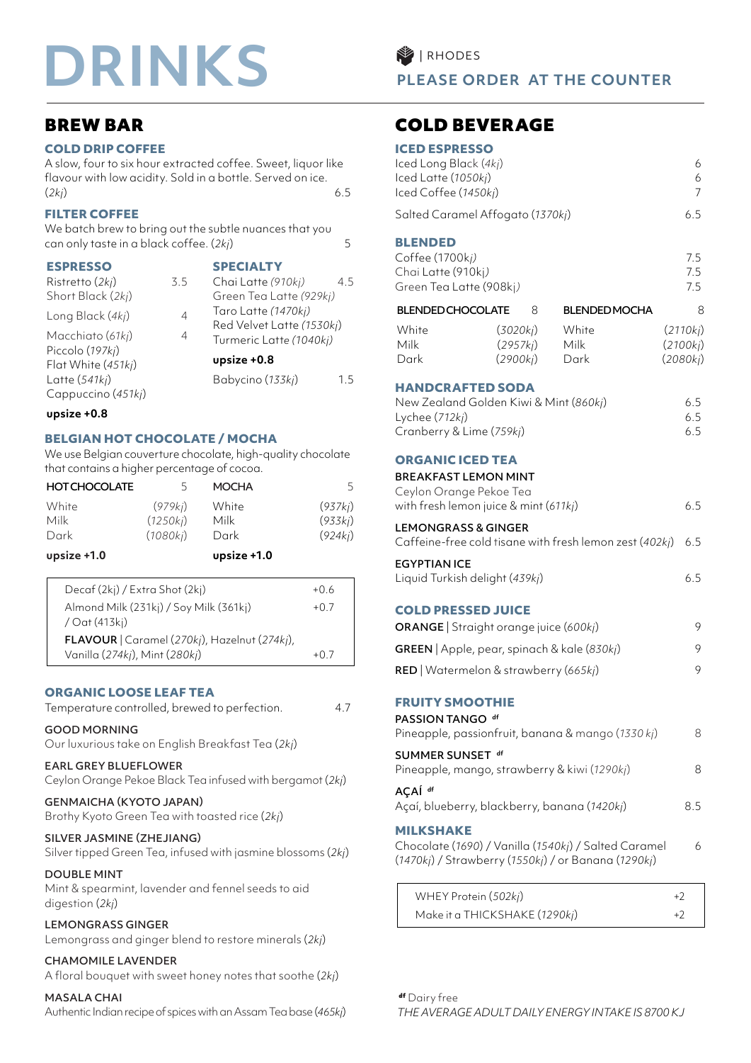# DRINKS

| RHODES

## PLEASE ORDER AT THE COUNTER

## BREW BAR

### COLD DRIP COFFEE

A slow, four to six hour extracted coffee. Sweet, liquor like flavour with low acidity. Sold in a bottle. Served on ice. (*2kj*) 6.5

### FILTER COFFEE

We batch brew to bring out the subtle nuances that you can only taste in a black coffee. (*2kj*) 5

### ESPRESSO

| | |
|---|---|
| Ristretto (*2kj*) | 3.5 |
| Short Black (*2kj*) | |
| Long Black (*4kj*) | 4 |
| Macchiato (*61kj*) | 4 |
| Piccolo (*197kj*) | |
| Flat White (*451kj*) | |
| Latte (*541kj*) | |
| Cappuccino (*451kj*) | |

**upsize +0.8**

### SPECIALTY

| | |
|---|---|
| Chai Latte (*910kj*) | 4.5 |
| Green Tea Latte (*929kj*) | |
| Taro Latte (*1470kj*) | |
| Red Velvet Latte (*1530kj*) | |
| Turmeric Latte (*1040kj*) | |

**upsize +0.8**

Babycino (*133kj*) 1.5

### BELGIAN HOT CHOCOLATE / MOCHA

We use Belgian couverture chocolate, high-quality chocolate that contains a higher percentage of cocoa.

| HOT CHOCOLATE | 5 | MOCHA | 5 |
|---|---|---|---|
| White | (*979kj*) | White | (*937kj*) |
| Milk | (*1250kj*) | Milk | (*933kj*) |
| Dark | (*1080kj*) | Dark | (*924kj*) |
| **upsize +1.0** | | **upsize +1.0** | |

| | |
|---|---|
| Decaf (2kj) / Extra Shot (2kj) | +0.6 |
| Almond Milk (231kj) / Soy Milk (361kj) / Oat (413kj) | +0.7 |
| **FLAVOUR** \| Caramel (*270kj*), Hazelnut (*274kj*), Vanilla (*274kj*), Mint (*280kj*) | +0.7 |

### ORGANIC LOOSE LEAF TEA

Temperature controlled, brewed to perfection. 4.7

**GOOD MORNING**
Our luxurious take on English Breakfast Tea (*2kj*)

**EARL GREY BLUEFLOWER**
Ceylon Orange Pekoe Black Tea infused with bergamot (*2kj*)

**GENMAICHA (KYOTO JAPAN)**
Brothy Kyoto Green Tea with toasted rice (*2kj*)

**SILVER JASMINE (ZHEJIANG)**
Silver tipped Green Tea, infused with jasmine blossoms (*2kj*)

**DOUBLE MINT**
Mint & spearmint, lavender and fennel seeds to aid digestion (*2kj*)

**LEMONGRASS GINGER**
Lemongrass and ginger blend to restore minerals (*2kj*)

**CHAMOMILE LAVENDER**
A floral bouquet with sweet honey notes that soothe (*2kj*)

**MASALA CHAI**
Authentic Indian recipe of spices with an Assam Tea base (*465kj*)

## COLD BEVERAGE

### ICED ESPRESSO

| | |
|---|---|
| Iced Long Black (*4kj*) | 6 |
| Iced Latte (*1050kj*) | 6 |
| Iced Coffee (*1450kj*) | 7 |
| Salted Caramel Affogato (*1370kj*) | 6.5 |

### BLENDED

| | |
|---|---|
| Coffee (1700kj) | 7.5 |
| Chai Latte (910kj) | 7.5 |
| Green Tea Latte (908kj) | 7.5 |

| BLENDED CHOCOLATE | 8 | BLENDED MOCHA | 8 |
|---|---|---|---|
| White | (*3020kj*) | White | (*2110kj*) |
| Milk | (*2957kj*) | Milk | (*2100kj*) |
| Dark | (*2900kj*) | Dark | (*2080kj*) |

### HANDCRAFTED SODA

| | |
|---|---|
| New Zealand Golden Kiwi & Mint (*860kj*) | 6.5 |
| Lychee (*712kj*) | 6.5 |
| Cranberry & Lime (*759kj*) | 6.5 |

### ORGANIC ICED TEA

**BREAKFAST LEMON MINT**
Ceylon Orange Pekoe Tea with fresh lemon juice & mint (*611kj*) 6.5

**LEMONGRASS & GINGER**
Caffeine-free cold tisane with fresh lemon zest (*402kj*) 6.5

**EGYPTIAN ICE**
Liquid Turkish delight (*439kj*) 6.5

### COLD PRESSED JUICE

| | |
|---|---|
| **ORANGE** \| Straight orange juice (*600kj*) | 9 |
| **GREEN** \| Apple, pear, spinach & kale (*830kj*) | 9 |
| **RED** \| Watermelon & strawberry (*665kj*) | 9 |

### FRUITY SMOOTHIE

**PASSION TANGO** [df]
Pineapple, passionfruit, banana & mango (*1330 kj*) 8

**SUMMER SUNSET** [df]
Pineapple, mango, strawberry & kiwi (*1290kj*) 8

**AÇAÍ** [df]
Açaí, blueberry, blackberry, banana (*1420kj*) 8.5

### MILKSHAKE

Chocolate (*1690*) / Vanilla (*1540kj*) / Salted Caramel (*1470kj*) / Strawberry (*1550kj*) / or Banana (*1290kj*) 6

| | |
|---|---|
| WHEY Protein (*502kj*) | +2 |
| Make it a THICKSHAKE (*1290kj*) | +2 |

[df] Dairy free

*THE AVERAGE ADULT DAILY ENERGY INTAKE IS 8700 KJ*